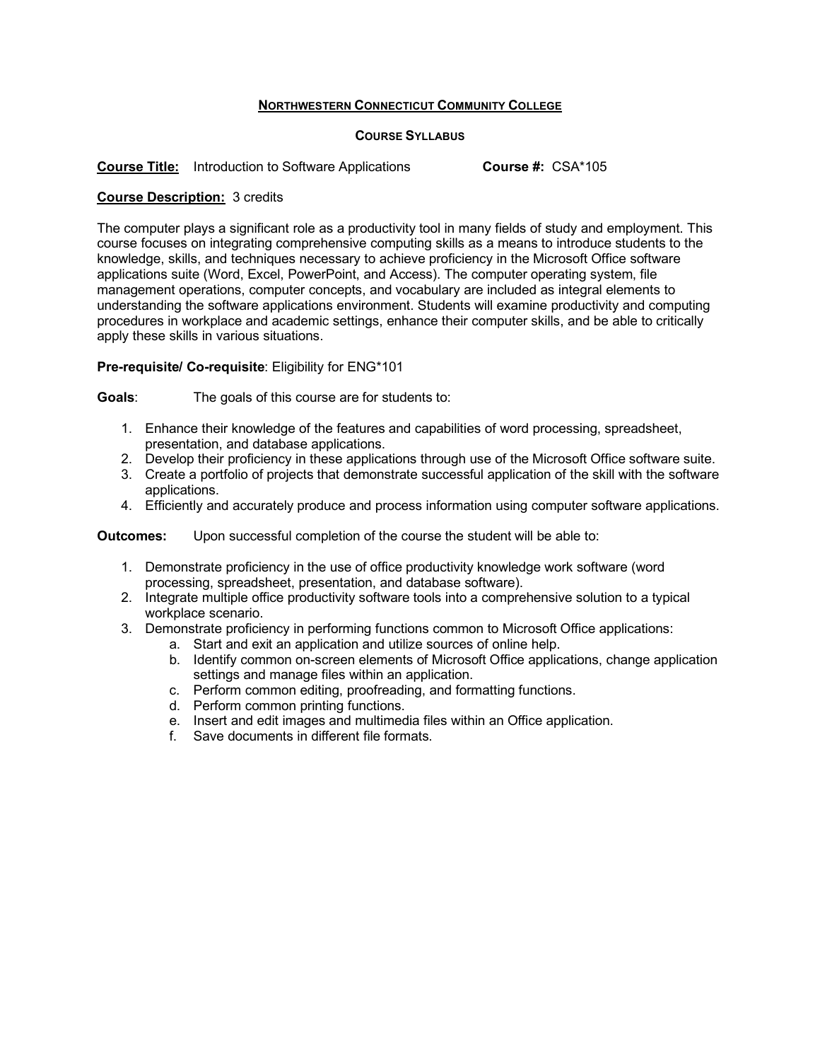# NORTHWESTERN CONNECTICUT COMMUNITY COLLEGE

## COURSE SYLLABUS

**Course Title:** Introduction to Software Applications **Course #:** CSA*105

**Course Description:** 3 credits

The computer plays a significant role as a productivity tool in many fields of study and employment. This course focuses on integrating comprehensive computing skills as a means to introduce students to the knowledge, skills, and techniques necessary to achieve proficiency in the Microsoft Office software applications suite (Word, Excel, PowerPoint, and Access). The computer operating system, file management operations, computer concepts, and vocabulary are included as integral elements to understanding the software applications environment. Students will examine productivity and computing procedures in workplace and academic settings, enhance their computer skills, and be able to critically apply these skills in various situations.

**Pre-requisite/ Co-requisite**: Eligibility for ENG*101

**Goals**: The goals of this course are for students to:

1. Enhance their knowledge of the features and capabilities of word processing, spreadsheet, presentation, and database applications.
2. Develop their proficiency in these applications through use of the Microsoft Office software suite.
3. Create a portfolio of projects that demonstrate successful application of the skill with the software applications.
4. Efficiently and accurately produce and process information using computer software applications.

**Outcomes:** Upon successful completion of the course the student will be able to:

1. Demonstrate proficiency in the use of office productivity knowledge work software (word processing, spreadsheet, presentation, and database software).
2. Integrate multiple office productivity software tools into a comprehensive solution to a typical workplace scenario.
3. Demonstrate proficiency in performing functions common to Microsoft Office applications:
   a. Start and exit an application and utilize sources of online help.
   b. Identify common on-screen elements of Microsoft Office applications, change application settings and manage files within an application.
   c. Perform common editing, proofreading, and formatting functions.
   d. Perform common printing functions.
   e. Insert and edit images and multimedia files within an Office application.
   f. Save documents in different file formats.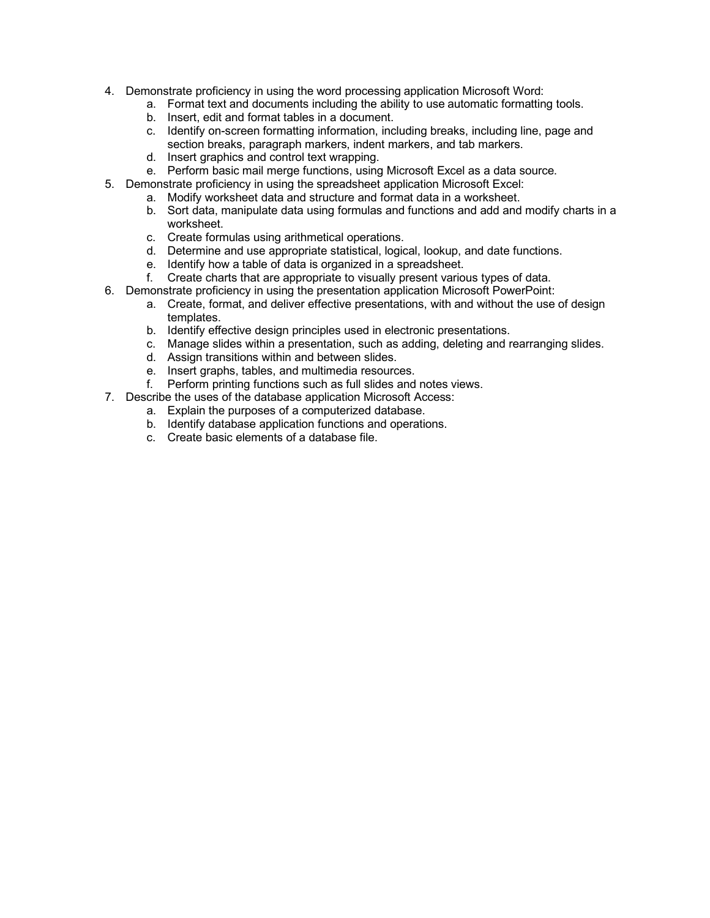4. Demonstrate proficiency in using the word processing application Microsoft Word:
    a. Format text and documents including the ability to use automatic formatting tools.
    b. Insert, edit and format tables in a document.
    c. Identify on-screen formatting information, including breaks, including line, page and section breaks, paragraph markers, indent markers, and tab markers.
    d. Insert graphics and control text wrapping.
    e. Perform basic mail merge functions, using Microsoft Excel as a data source.
5. Demonstrate proficiency in using the spreadsheet application Microsoft Excel:
    a. Modify worksheet data and structure and format data in a worksheet.
    b. Sort data, manipulate data using formulas and functions and add and modify charts in a worksheet.
    c. Create formulas using arithmetical operations.
    d. Determine and use appropriate statistical, logical, lookup, and date functions.
    e. Identify how a table of data is organized in a spreadsheet.
    f. Create charts that are appropriate to visually present various types of data.
6. Demonstrate proficiency in using the presentation application Microsoft PowerPoint:
    a. Create, format, and deliver effective presentations, with and without the use of design templates.
    b. Identify effective design principles used in electronic presentations.
    c. Manage slides within a presentation, such as adding, deleting and rearranging slides.
    d. Assign transitions within and between slides.
    e. Insert graphs, tables, and multimedia resources.
    f. Perform printing functions such as full slides and notes views.
7. Describe the uses of the database application Microsoft Access:
    a. Explain the purposes of a computerized database.
    b. Identify database application functions and operations.
    c. Create basic elements of a database file.